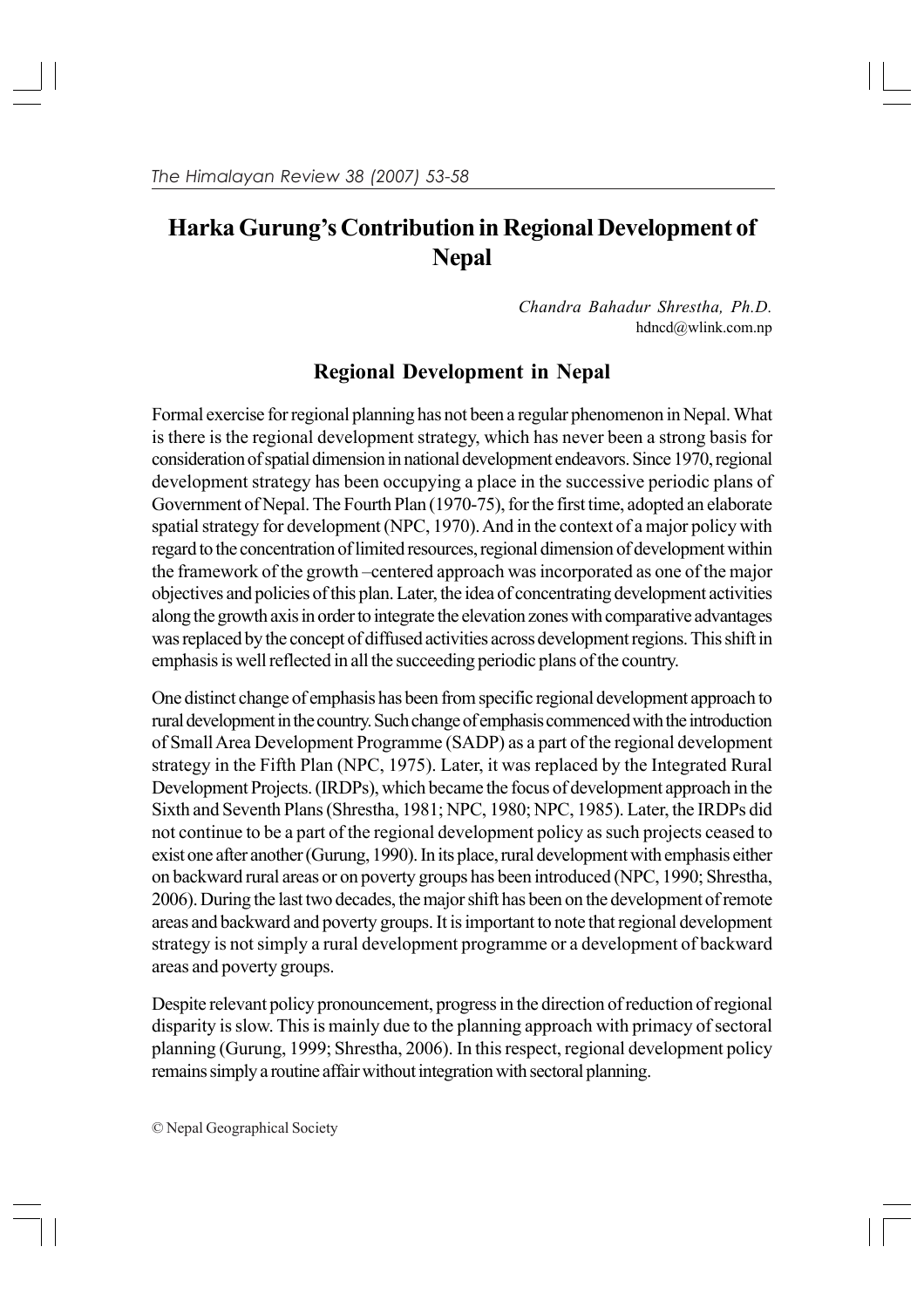# Harka Gurung's Contribution in Regional Development of Nepal

*Chandra Bahadur Shrestha, Ph.D.*
hdncd@wlink.com.np

## Regional Development in Nepal

Formal exercise for regional planning has not been a regular phenomenon in Nepal. What is there is the regional development strategy, which has never been a strong basis for consideration of spatial dimension in national development endeavors. Since 1970, regional development strategy has been occupying a place in the successive periodic plans of Government of Nepal. The Fourth Plan (1970-75), for the first time, adopted an elaborate spatial strategy for development (NPC, 1970). And in the context of a major policy with regard to the concentration of limited resources, regional dimension of development within the framework of the growth –centered approach was incorporated as one of the major objectives and policies of this plan. Later, the idea of concentrating development activities along the growth axis in order to integrate the elevation zones with comparative advantages was replaced by the concept of diffused activities across development regions. This shift in emphasis is well reflected in all the succeeding periodic plans of the country.

One distinct change of emphasis has been from specific regional development approach to rural development in the country. Such change of emphasis commenced with the introduction of Small Area Development Programme (SADP) as a part of the regional development strategy in the Fifth Plan (NPC, 1975). Later, it was replaced by the Integrated Rural Development Projects. (IRDPs), which became the focus of development approach in the Sixth and Seventh Plans (Shrestha, 1981; NPC, 1980; NPC, 1985). Later, the IRDPs did not continue to be a part of the regional development policy as such projects ceased to exist one after another (Gurung, 1990). In its place, rural development with emphasis either on backward rural areas or on poverty groups has been introduced (NPC, 1990; Shrestha, 2006). During the last two decades, the major shift has been on the development of remote areas and backward and poverty groups. It is important to note that regional development strategy is not simply a rural development programme or a development of backward areas and poverty groups.

Despite relevant policy pronouncement, progress in the direction of reduction of regional disparity is slow. This is mainly due to the planning approach with primacy of sectoral planning (Gurung, 1999; Shrestha, 2006). In this respect, regional development policy remains simply a routine affair without integration with sectoral planning.

© Nepal Geographical Society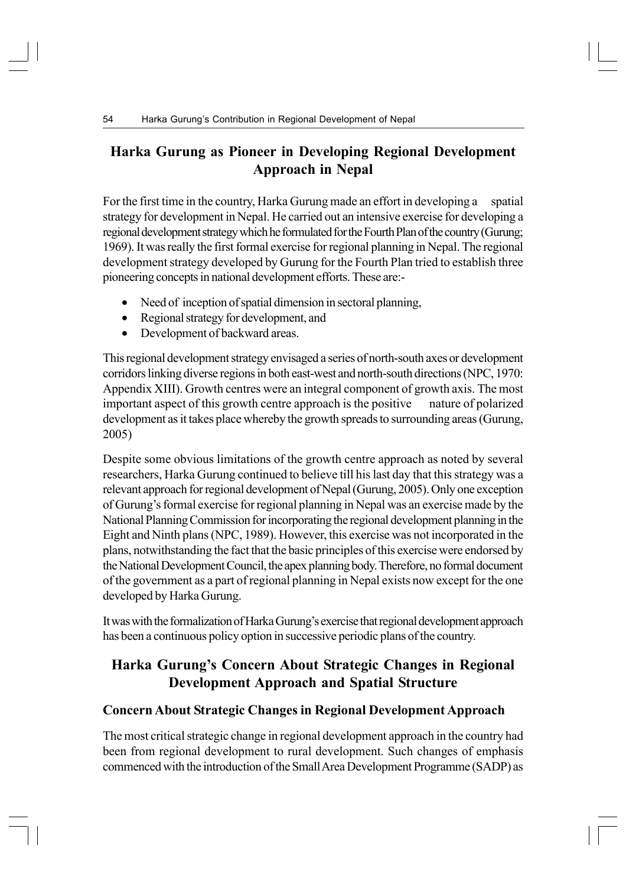## Harka Gurung as Pioneer in Developing Regional Development Approach in Nepal

For the first time in the country, Harka Gurung made an effort in developing a spatial strategy for development in Nepal. He carried out an intensive exercise for developing a regional development strategy which he formulated for the Fourth Plan of the country (Gurung; 1969). It was really the first formal exercise for regional planning in Nepal. The regional development strategy developed by Gurung for the Fourth Plan tried to establish three pioneering concepts in national development efforts. These are:-

- Need of inception of spatial dimension in sectoral planning,
- Regional strategy for development, and
- Development of backward areas.

This regional development strategy envisaged a series of north-south axes or development corridors linking diverse regions in both east-west and north-south directions (NPC, 1970: Appendix XIII). Growth centres were an integral component of growth axis. The most important aspect of this growth centre approach is the positive nature of polarized development as it takes place whereby the growth spreads to surrounding areas (Gurung, 2005)

Despite some obvious limitations of the growth centre approach as noted by several researchers, Harka Gurung continued to believe till his last day that this strategy was a relevant approach for regional development of Nepal (Gurung, 2005). Only one exception of Gurung's formal exercise for regional planning in Nepal was an exercise made by the National Planning Commission for incorporating the regional development planning in the Eight and Ninth plans (NPC, 1989). However, this exercise was not incorporated in the plans, notwithstanding the fact that the basic principles of this exercise were endorsed by the National Development Council, the apex planning body. Therefore, no formal document of the government as a part of regional planning in Nepal exists now except for the one developed by Harka Gurung.

It was with the formalization of Harka Gurung's exercise that regional development approach has been a continuous policy option in successive periodic plans of the country.

## Harka Gurung's Concern About Strategic Changes in Regional Development Approach and Spatial Structure

### Concern About Strategic Changes in Regional Development Approach

The most critical strategic change in regional development approach in the country had been from regional development to rural development. Such changes of emphasis commenced with the introduction of the Small Area Development Programme (SADP) as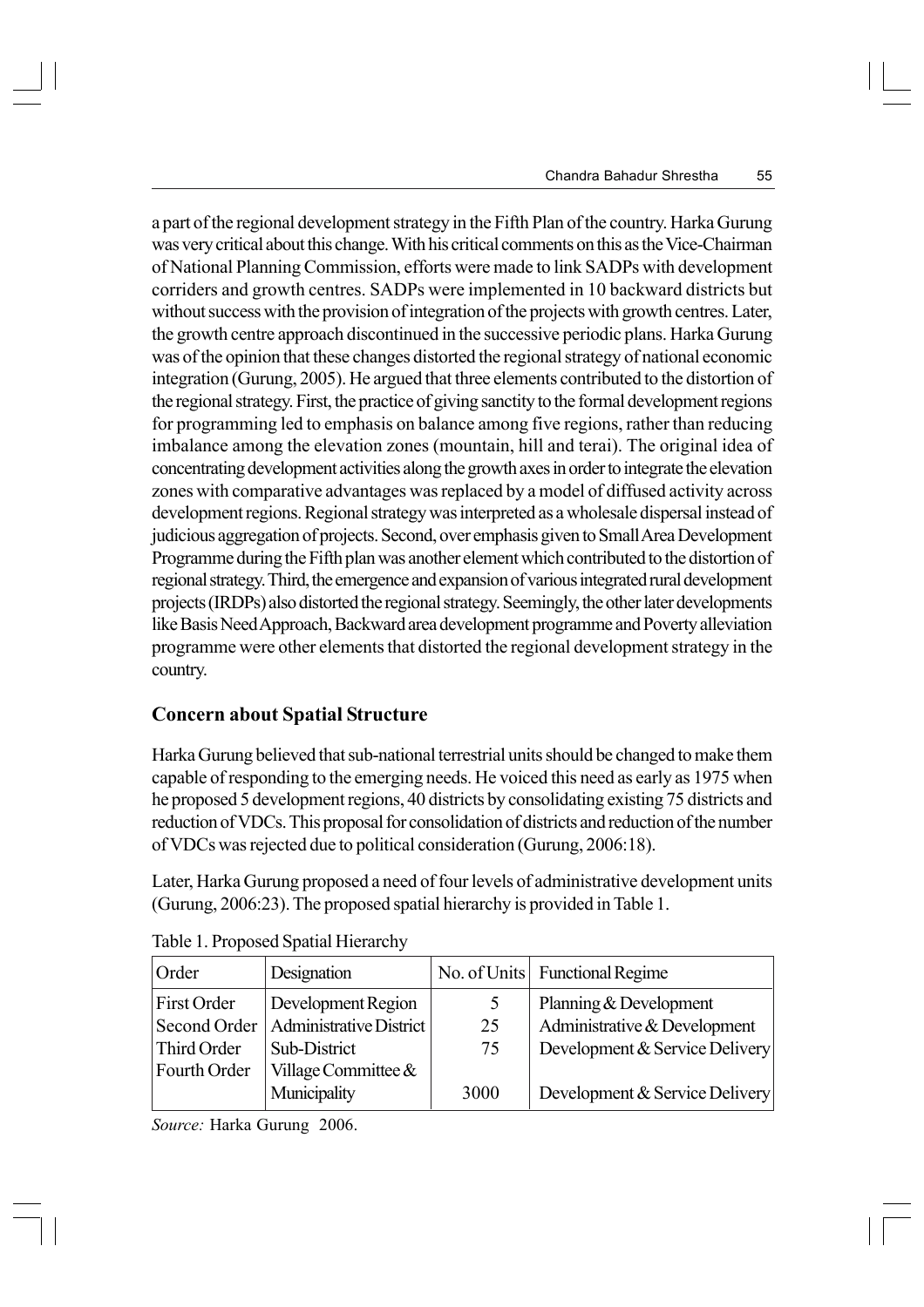a part of the regional development strategy in the Fifth Plan of the country. Harka Gurung was very critical about this change. With his critical comments on this as the Vice-Chairman of National Planning Commission, efforts were made to link SADPs with development corriders and growth centres. SADPs were implemented in 10 backward districts but without success with the provision of integration of the projects with growth centres. Later, the growth centre approach discontinued in the successive periodic plans. Harka Gurung was of the opinion that these changes distorted the regional strategy of national economic integration (Gurung, 2005). He argued that three elements contributed to the distortion of the regional strategy. First, the practice of giving sanctity to the formal development regions for programming led to emphasis on balance among five regions, rather than reducing imbalance among the elevation zones (mountain, hill and terai). The original idea of concentrating development activities along the growth axes in order to integrate the elevation zones with comparative advantages was replaced by a model of diffused activity across development regions. Regional strategy was interpreted as a wholesale dispersal instead of judicious aggregation of projects. Second, over emphasis given to Small Area Development Programme during the Fifth plan was another element which contributed to the distortion of regional strategy. Third, the emergence and expansion of various integrated rural development projects (IRDPs) also distorted the regional strategy. Seemingly, the other later developments like Basis Need Approach, Backward area development programme and Poverty alleviation programme were other elements that distorted the regional development strategy in the country.

## Concern about Spatial Structure

Harka Gurung believed that sub-national terrestrial units should be changed to make them capable of responding to the emerging needs. He voiced this need as early as 1975 when he proposed 5 development regions, 40 districts by consolidating existing 75 districts and reduction of VDCs. This proposal for consolidation of districts and reduction of the number of VDCs was rejected due to political consideration (Gurung, 2006:18).

Later, Harka Gurung proposed a need of four levels of administrative development units (Gurung, 2006:23). The proposed spatial hierarchy is provided in Table 1.

Table 1. Proposed Spatial Hierarchy

| Order | Designation | No. of Units | Functional Regime |
|---|---|---|---|
| First Order | Development Region | 5 | Planning & Development |
| Second Order | Administrative District | 25 | Administrative & Development |
| Third Order | Sub-District | 75 | Development & Service Delivery |
| Fourth Order | Village Committee & Municipality | 3000 | Development & Service Delivery |

*Source:* Harka Gurung 2006.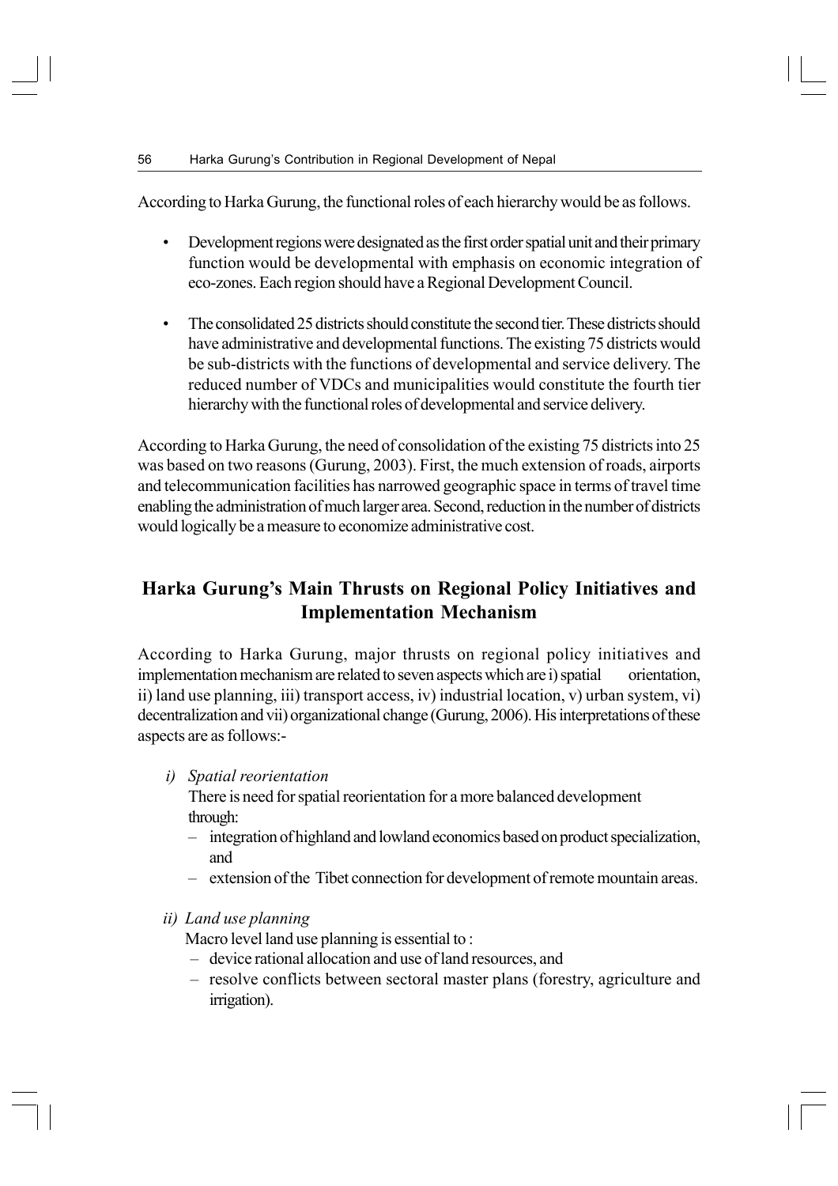According to Harka Gurung, the functional roles of each hierarchy would be as follows.

- Development regions were designated as the first order spatial unit and their primary function would be developmental with emphasis on economic integration of eco-zones. Each region should have a Regional Development Council.

- The consolidated 25 districts should constitute the second tier. These districts should have administrative and developmental functions. The existing 75 districts would be sub-districts with the functions of developmental and service delivery. The reduced number of VDCs and municipalities would constitute the fourth tier hierarchy with the functional roles of developmental and service delivery.

According to Harka Gurung, the need of consolidation of the existing 75 districts into 25 was based on two reasons (Gurung, 2003). First, the much extension of roads, airports and telecommunication facilities has narrowed geographic space in terms of travel time enabling the administration of much larger area. Second, reduction in the number of districts would logically be a measure to economize administrative cost.

## Harka Gurung's Main Thrusts on Regional Policy Initiatives and Implementation Mechanism

According to Harka Gurung, major thrusts on regional policy initiatives and implementation mechanism are related to seven aspects which are i) spatial orientation, ii) land use planning, iii) transport access, iv) industrial location, v) urban system, vi) decentralization and vii) organizational change (Gurung, 2006). His interpretations of these aspects are as follows:-

*i) Spatial reorientation*

There is need for spatial reorientation for a more balanced development through:

- integration of highland and lowland economics based on product specialization, and
- extension of the Tibet connection for development of remote mountain areas.

*ii) Land use planning*

Macro level land use planning is essential to :

- device rational allocation and use of land resources, and
- resolve conflicts between sectoral master plans (forestry, agriculture and irrigation).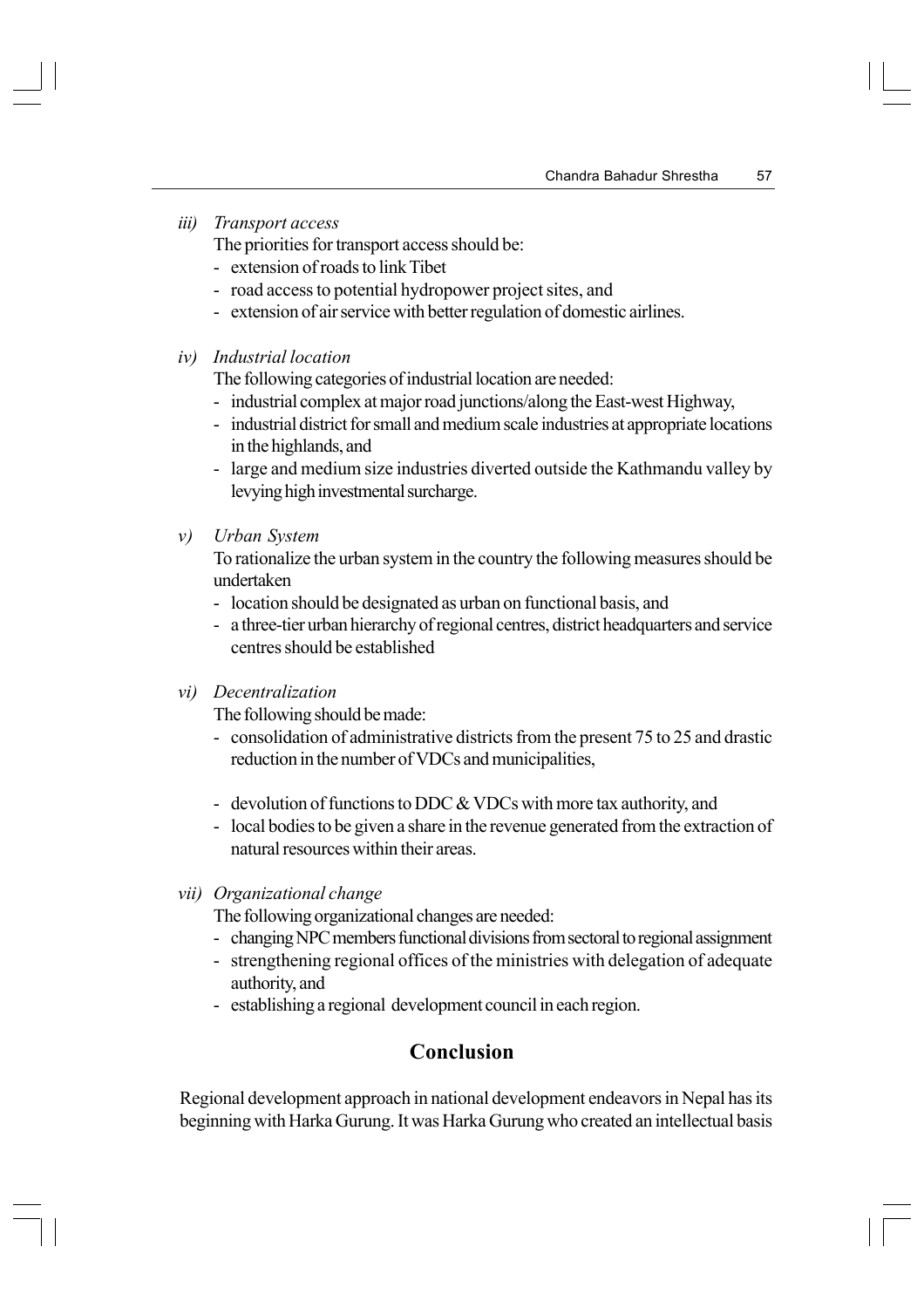*iii) Transport access*

The priorities for transport access should be:

- extension of roads to link Tibet
- road access to potential hydropower project sites, and
- extension of air service with better regulation of domestic airlines.

*iv) Industrial location*

The following categories of industrial location are needed:

- industrial complex at major road junctions/along the East-west Highway,
- industrial district for small and medium scale industries at appropriate locations in the highlands, and
- large and medium size industries diverted outside the Kathmandu valley by levying high investmental surcharge.

*v) Urban System*

To rationalize the urban system in the country the following measures should be undertaken

- location should be designated as urban on functional basis, and
- a three-tier urban hierarchy of regional centres, district headquarters and service centres should be established

*vi) Decentralization*

The following should be made:

- consolidation of administrative districts from the present 75 to 25 and drastic reduction in the number of VDCs and municipalities,
- devolution of functions to DDC & VDCs with more tax authority, and
- local bodies to be given a share in the revenue generated from the extraction of natural resources within their areas.

*vii) Organizational change*

The following organizational changes are needed:

- changing NPC members functional divisions from sectoral to regional assignment
- strengthening regional offices of the ministries with delegation of adequate authority, and
- establishing a regional development council in each region.

## Conclusion

Regional development approach in national development endeavors in Nepal has its beginning with Harka Gurung. It was Harka Gurung who created an intellectual basis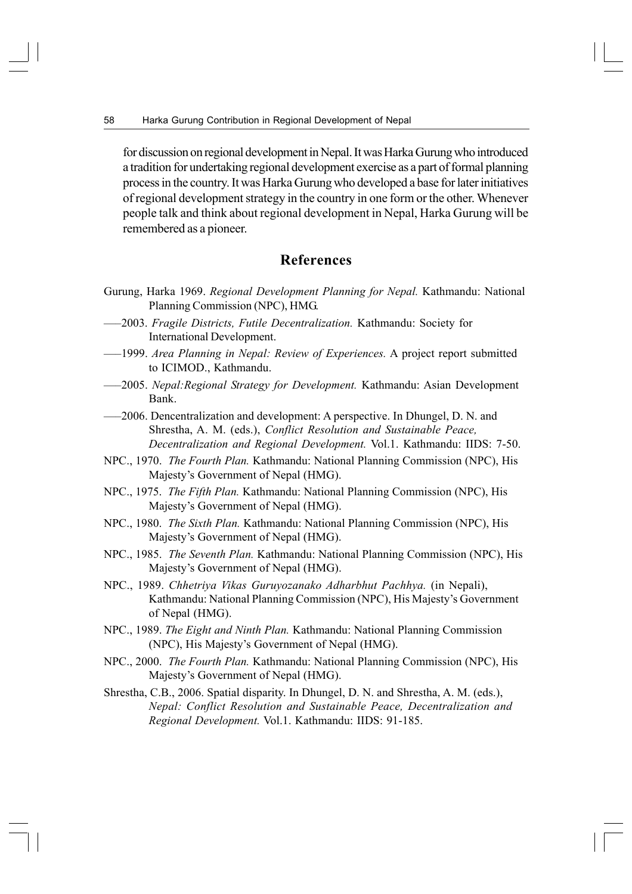for discussion on regional development in Nepal. It was Harka Gurung who introduced a tradition for undertaking regional development exercise as a part of formal planning process in the country. It was Harka Gurung who developed a base for later initiatives of regional development strategy in the country in one form or the other. Whenever people talk and think about regional development in Nepal, Harka Gurung will be remembered as a pioneer.

## References

Gurung, Harka 1969. *Regional Development Planning for Nepal.* Kathmandu: National Planning Commission (NPC), HMG.

——2003. *Fragile Districts, Futile Decentralization.* Kathmandu: Society for International Development.

——1999. *Area Planning in Nepal: Review of Experiences.* A project report submitted to ICIMOD., Kathmandu.

——2005. *Nepal:Regional Strategy for Development.* Kathmandu: Asian Development Bank.

——2006. Dencentralization and development: A perspective. In Dhungel, D. N. and Shrestha, A. M. (eds.), *Conflict Resolution and Sustainable Peace, Decentralization and Regional Development.* Vol.1. Kathmandu: IIDS: 7-50.

NPC., 1970. *The Fourth Plan.* Kathmandu: National Planning Commission (NPC), His Majesty's Government of Nepal (HMG).

NPC., 1975. *The Fifth Plan.* Kathmandu: National Planning Commission (NPC), His Majesty's Government of Nepal (HMG).

NPC., 1980. *The Sixth Plan.* Kathmandu: National Planning Commission (NPC), His Majesty's Government of Nepal (HMG).

NPC., 1985. *The Seventh Plan.* Kathmandu: National Planning Commission (NPC), His Majesty's Government of Nepal (HMG).

NPC., 1989. *Chhetriya Vikas Guruyozanako Adharbhut Pachhya.* (in Nepali), Kathmandu: National Planning Commission (NPC), His Majesty's Government of Nepal (HMG).

NPC., 1989. *The Eight and Ninth Plan.* Kathmandu: National Planning Commission (NPC), His Majesty's Government of Nepal (HMG).

NPC., 2000. *The Fourth Plan.* Kathmandu: National Planning Commission (NPC), His Majesty's Government of Nepal (HMG).

Shrestha, C.B., 2006. Spatial disparity. In Dhungel, D. N. and Shrestha, A. M. (eds.), *Nepal: Conflict Resolution and Sustainable Peace, Decentralization and Regional Development.* Vol.1. Kathmandu: IIDS: 91-185.